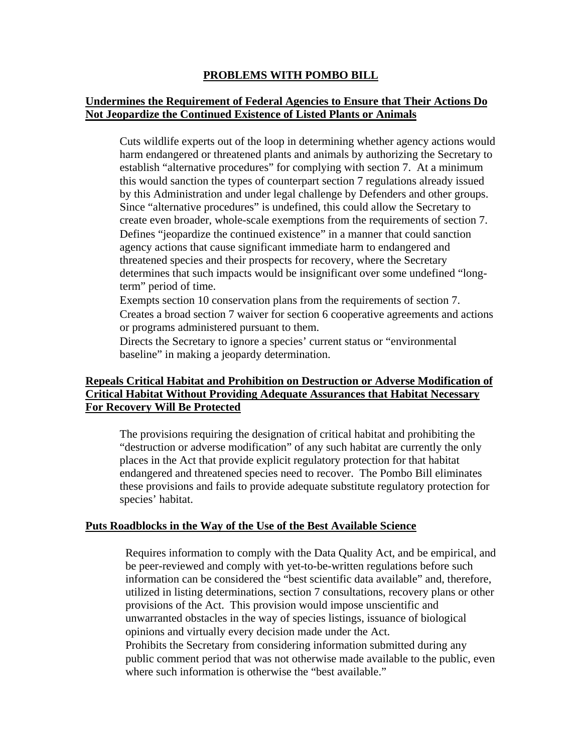# PROBLEMS WITH POMBO BILL

## Undermines the Requirement of Federal Agencies to Ensure that Their Actions Do Not Jeopardize the Continued Existence of Listed Plants or Animals

Cuts wildlife experts out of the loop in determining whether agency actions would harm endangered or threatened plants and animals by authorizing the Secretary to establish "alternative procedures" for complying with section 7. At a minimum this would sanction the types of counterpart section 7 regulations already issued by this Administration and under legal challenge by Defenders and other groups. Since "alternative procedures" is undefined, this could allow the Secretary to create even broader, whole-scale exemptions from the requirements of section 7.

Defines "jeopardize the continued existence" in a manner that could sanction agency actions that cause significant immediate harm to endangered and threatened species and their prospects for recovery, where the Secretary determines that such impacts would be insignificant over some undefined "long-term" period of time.

Exempts section 10 conservation plans from the requirements of section 7.

Creates a broad section 7 waiver for section 6 cooperative agreements and actions or programs administered pursuant to them.

Directs the Secretary to ignore a species' current status or "environmental baseline" in making a jeopardy determination.

## Repeals Critical Habitat and Prohibition on Destruction or Adverse Modification of Critical Habitat Without Providing Adequate Assurances that Habitat Necessary For Recovery Will Be Protected

The provisions requiring the designation of critical habitat and prohibiting the "destruction or adverse modification" of any such habitat are currently the only places in the Act that provide explicit regulatory protection for that habitat endangered and threatened species need to recover. The Pombo Bill eliminates these provisions and fails to provide adequate substitute regulatory protection for species' habitat.

## Puts Roadblocks in the Way of the Use of the Best Available Science

Requires information to comply with the Data Quality Act, and be empirical, and be peer-reviewed and comply with yet-to-be-written regulations before such information can be considered the "best scientific data available" and, therefore, utilized in listing determinations, section 7 consultations, recovery plans or other provisions of the Act. This provision would impose unscientific and unwarranted obstacles in the way of species listings, issuance of biological opinions and virtually every decision made under the Act.

Prohibits the Secretary from considering information submitted during any public comment period that was not otherwise made available to the public, even where such information is otherwise the "best available."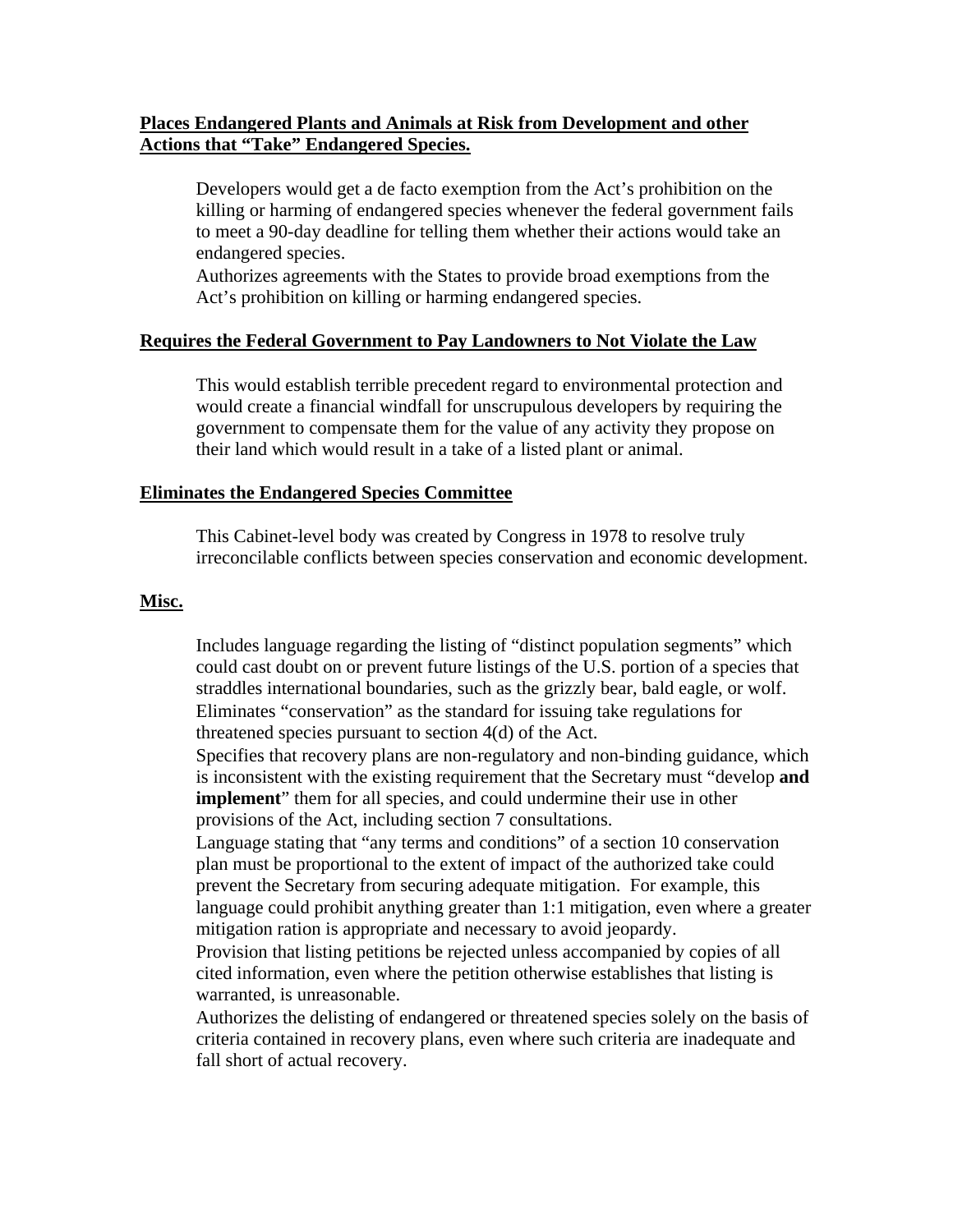**<u>Places Endangered Plants and Animals at Risk from Development and other Actions that "Take" Endangered Species.</u>**

Developers would get a de facto exemption from the Act's prohibition on the killing or harming of endangered species whenever the federal government fails to meet a 90-day deadline for telling them whether their actions would take an endangered species.

Authorizes agreements with the States to provide broad exemptions from the Act's prohibition on killing or harming endangered species.

**<u>Requires the Federal Government to Pay Landowners to Not Violate the Law</u>**

This would establish terrible precedent regard to environmental protection and would create a financial windfall for unscrupulous developers by requiring the government to compensate them for the value of any activity they propose on their land which would result in a take of a listed plant or animal.

**<u>Eliminates the Endangered Species Committee</u>**

This Cabinet-level body was created by Congress in 1978 to resolve truly irreconcilable conflicts between species conservation and economic development.

**<u>Misc.</u>**

Includes language regarding the listing of "distinct population segments" which could cast doubt on or prevent future listings of the U.S. portion of a species that straddles international boundaries, such as the grizzly bear, bald eagle, or wolf.

Eliminates "conservation" as the standard for issuing take regulations for threatened species pursuant to section 4(d) of the Act.

Specifies that recovery plans are non-regulatory and non-binding guidance, which is inconsistent with the existing requirement that the Secretary must "develop **and implement**" them for all species, and could undermine their use in other provisions of the Act, including section 7 consultations.

Language stating that "any terms and conditions" of a section 10 conservation plan must be proportional to the extent of impact of the authorized take could prevent the Secretary from securing adequate mitigation. For example, this language could prohibit anything greater than 1:1 mitigation, even where a greater mitigation ration is appropriate and necessary to avoid jeopardy.

Provision that listing petitions be rejected unless accompanied by copies of all cited information, even where the petition otherwise establishes that listing is warranted, is unreasonable.

Authorizes the delisting of endangered or threatened species solely on the basis of criteria contained in recovery plans, even where such criteria are inadequate and fall short of actual recovery.